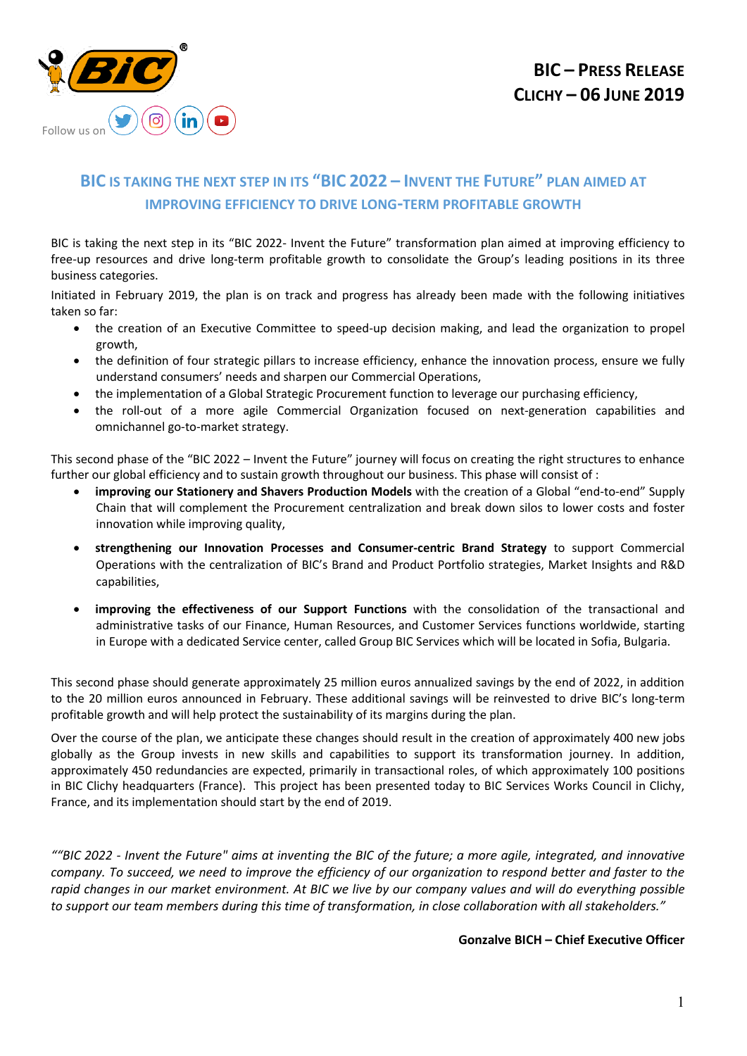**BIC – PRESS RELEASE**
**CLICHY – 06 JUNE 2019**

Follow us on

# BIC IS TAKING THE NEXT STEP IN ITS "BIC 2022 – INVENT THE FUTURE" PLAN AIMED AT IMPROVING EFFICIENCY TO DRIVE LONG-TERM PROFITABLE GROWTH

BIC is taking the next step in its "BIC 2022- Invent the Future" transformation plan aimed at improving efficiency to free-up resources and drive long-term profitable growth to consolidate the Group's leading positions in its three business categories.

Initiated in February 2019, the plan is on track and progress has already been made with the following initiatives taken so far:

- the creation of an Executive Committee to speed-up decision making, and lead the organization to propel growth,
- the definition of four strategic pillars to increase efficiency, enhance the innovation process, ensure we fully understand consumers' needs and sharpen our Commercial Operations,
- the implementation of a Global Strategic Procurement function to leverage our purchasing efficiency,
- the roll-out of a more agile Commercial Organization focused on next-generation capabilities and omnichannel go-to-market strategy.

This second phase of the "BIC 2022 – Invent the Future" journey will focus on creating the right structures to enhance further our global efficiency and to sustain growth throughout our business. This phase will consist of :

- **improving our Stationery and Shavers Production Models** with the creation of a Global "end-to-end" Supply Chain that will complement the Procurement centralization and break down silos to lower costs and foster innovation while improving quality,
- **strengthening our Innovation Processes and Consumer-centric Brand Strategy** to support Commercial Operations with the centralization of BIC's Brand and Product Portfolio strategies, Market Insights and R&D capabilities,
- **improving the effectiveness of our Support Functions** with the consolidation of the transactional and administrative tasks of our Finance, Human Resources, and Customer Services functions worldwide, starting in Europe with a dedicated Service center, called Group BIC Services which will be located in Sofia, Bulgaria.

This second phase should generate approximately 25 million euros annualized savings by the end of 2022, in addition to the 20 million euros announced in February. These additional savings will be reinvested to drive BIC's long-term profitable growth and will help protect the sustainability of its margins during the plan.

Over the course of the plan, we anticipate these changes should result in the creation of approximately 400 new jobs globally as the Group invests in new skills and capabilities to support its transformation journey. In addition, approximately 450 redundancies are expected, primarily in transactional roles, of which approximately 100 positions in BIC Clichy headquarters (France). This project has been presented today to BIC Services Works Council in Clichy, France, and its implementation should start by the end of 2019.

*""BIC 2022 - Invent the Future" aims at inventing the BIC of the future; a more agile, integrated, and innovative company. To succeed, we need to improve the efficiency of our organization to respond better and faster to the rapid changes in our market environment. At BIC we live by our company values and will do everything possible to support our team members during this time of transformation, in close collaboration with all stakeholders."*

**Gonzalve BICH – Chief Executive Officer**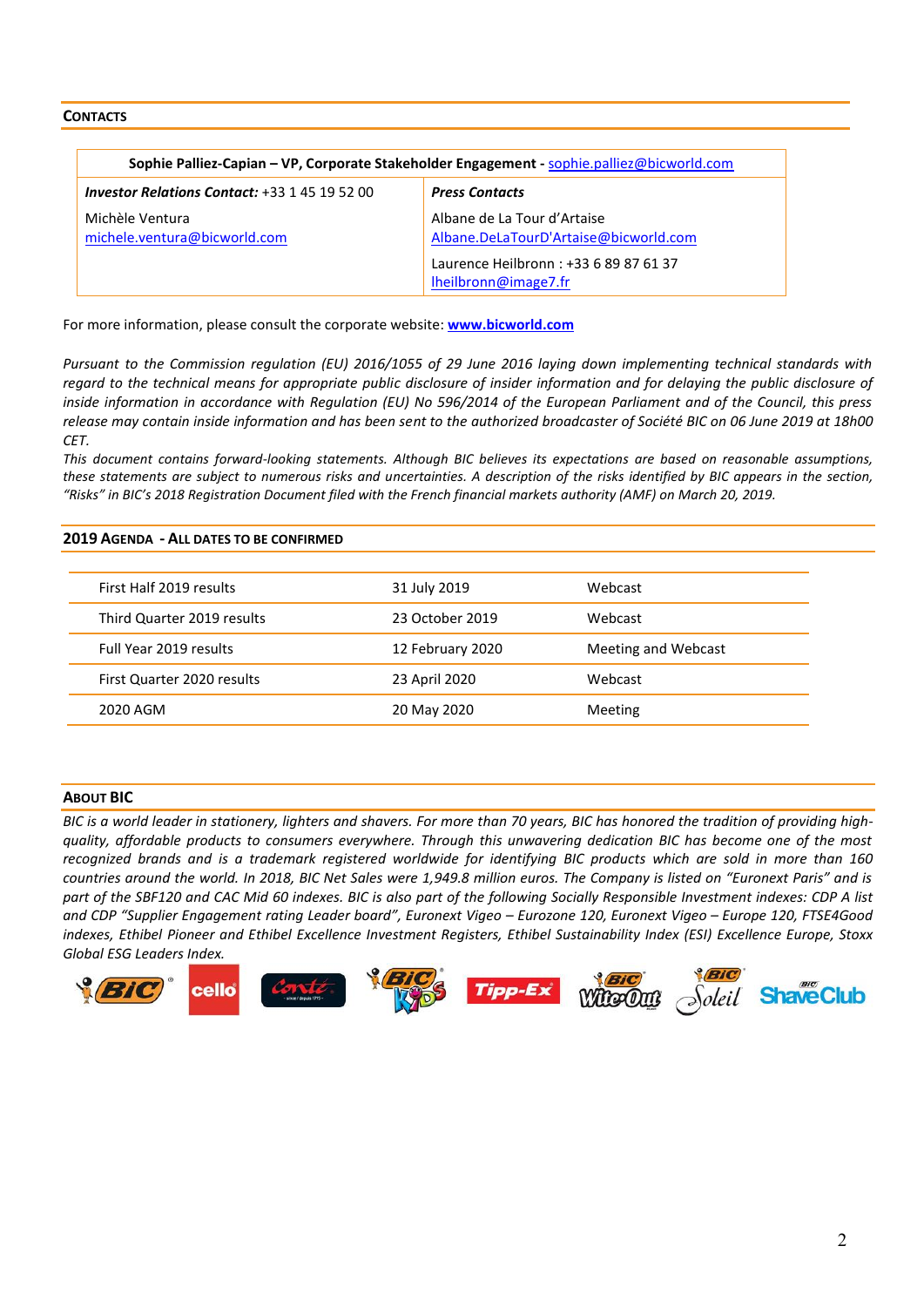## CONTACTS

| Sophie Palliez-Capian – VP, Corporate Stakeholder Engagement - sophie.palliez@bicworld.com | |
|---|---|
| ***Investor Relations Contact:*** +33 1 45 19 52 00 | ***Press Contacts*** |
| Michèle Ventura<br>michele.ventura@bicworld.com | Albane de La Tour d'Artaise<br>Albane.DeLaTourD'Artaise@bicworld.com |
| | Laurence Heilbronn : +33 6 89 87 61 37<br>lheilbronn@image7.fr |

For more information, please consult the corporate website: **www.bicworld.com**

*Pursuant to the Commission regulation (EU) 2016/1055 of 29 June 2016 laying down implementing technical standards with regard to the technical means for appropriate public disclosure of insider information and for delaying the public disclosure of inside information in accordance with Regulation (EU) No 596/2014 of the European Parliament and of the Council, this press release may contain inside information and has been sent to the authorized broadcaster of Société BIC on 06 June 2019 at 18h00 CET.*

*This document contains forward-looking statements. Although BIC believes its expectations are based on reasonable assumptions, these statements are subject to numerous risks and uncertainties. A description of the risks identified by BIC appears in the section, "Risks" in BIC's 2018 Registration Document filed with the French financial markets authority (AMF) on March 20, 2019.*

## 2019 AGENDA - ALL DATES TO BE CONFIRMED

| | | |
|---|---|---|
| First Half 2019 results | 31 July 2019 | Webcast |
| Third Quarter 2019 results | 23 October 2019 | Webcast |
| Full Year 2019 results | 12 February 2020 | Meeting and Webcast |
| First Quarter 2020 results | 23 April 2020 | Webcast |
| 2020 AGM | 20 May 2020 | Meeting |

## ABOUT BIC

*BIC is a world leader in stationery, lighters and shavers. For more than 70 years, BIC has honored the tradition of providing high-quality, affordable products to consumers everywhere. Through this unwavering dedication BIC has become one of the most recognized brands and is a trademark registered worldwide for identifying BIC products which are sold in more than 160 countries around the world. In 2018, BIC Net Sales were 1,949.8 million euros. The Company is listed on "Euronext Paris" and is part of the SBF120 and CAC Mid 60 indexes. BIC is also part of the following Socially Responsible Investment indexes: CDP A list and CDP "Supplier Engagement rating Leader board", Euronext Vigeo – Eurozone 120, Euronext Vigeo – Europe 120, FTSE4Good indexes, Ethibel Pioneer and Ethibel Excellence Investment Registers, Ethibel Sustainability Index (ESI) Excellence Europe, Stoxx Global ESG Leaders Index.*